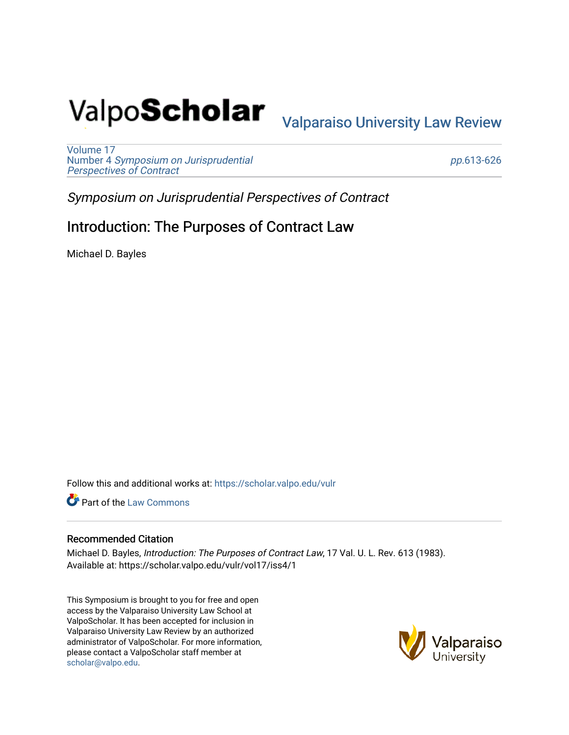ValpoScholar

Valparaiso University Law Review

Volume 17
Number 4 *Symposium on Jurisprudential Perspectives of Contract*

*pp.*613-626

*Symposium on Jurisprudential Perspectives of Contract*

# Introduction: The Purposes of Contract Law

Michael D. Bayles

Follow this and additional works at: https://scholar.valpo.edu/vulr

Part of the Law Commons

## Recommended Citation

Michael D. Bayles, *Introduction: The Purposes of Contract Law*, 17 Val. U. L. Rev. 613 (1983).
Available at: https://scholar.valpo.edu/vulr/vol17/iss4/1

This Symposium is brought to you for free and open access by the Valparaiso University Law School at ValpoScholar. It has been accepted for inclusion in Valparaiso University Law Review by an authorized administrator of ValpoScholar. For more information, please contact a ValpoScholar staff member at scholar@valpo.edu.

Valparaiso University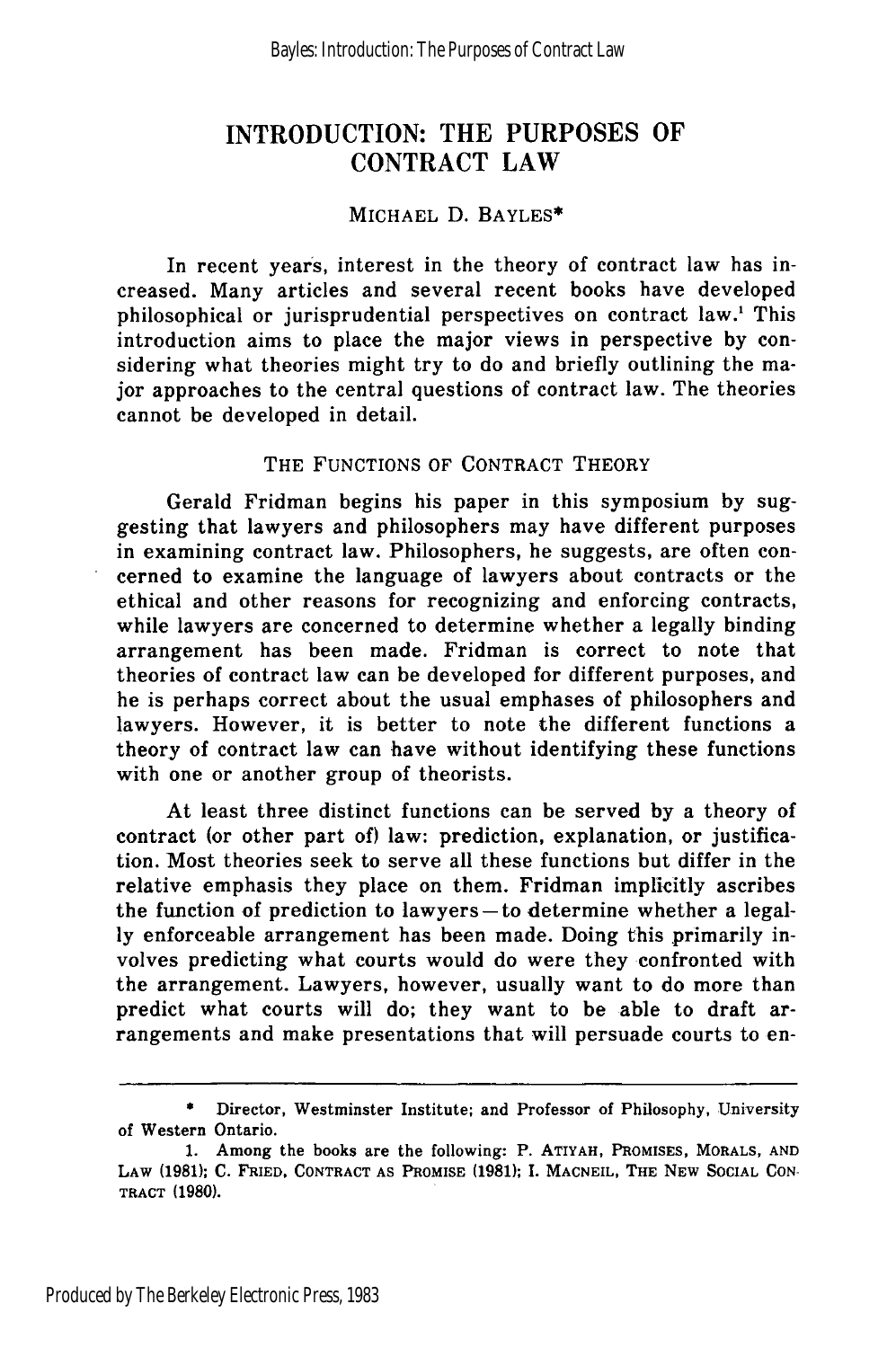# INTRODUCTION: THE PURPOSES OF CONTRACT LAW

MICHAEL D. BAYLES*

In recent years, interest in the theory of contract law has increased. Many articles and several recent books have developed philosophical or jurisprudential perspectives on contract law.[1] This introduction aims to place the major views in perspective by considering what theories might try to do and briefly outlining the major approaches to the central questions of contract law. The theories cannot be developed in detail.

## THE FUNCTIONS OF CONTRACT THEORY

Gerald Fridman begins his paper in this symposium by suggesting that lawyers and philosophers may have different purposes in examining contract law. Philosophers, he suggests, are often concerned to examine the language of lawyers about contracts or the ethical and other reasons for recognizing and enforcing contracts, while lawyers are concerned to determine whether a legally binding arrangement has been made. Fridman is correct to note that theories of contract law can be developed for different purposes, and he is perhaps correct about the usual emphases of philosophers and lawyers. However, it is better to note the different functions a theory of contract law can have without identifying these functions with one or another group of theorists.

At least three distinct functions can be served by a theory of contract (or other part of) law: prediction, explanation, or justification. Most theories seek to serve all these functions but differ in the relative emphasis they place on them. Fridman implicitly ascribes the function of prediction to lawyers—to determine whether a legally enforceable arrangement has been made. Doing this primarily involves predicting what courts would do were they confronted with the arrangement. Lawyers, however, usually want to do more than predict what courts will do; they want to be able to draft arrangements and make presentations that will persuade courts to en-

---

\* Director, Westminster Institute; and Professor of Philosophy, University of Western Ontario.

1. Among the books are the following: P. ATIYAH, PROMISES, MORALS, AND LAW (1981); C. FRIED, CONTRACT AS PROMISE (1981); I. MACNEIL, THE NEW SOCIAL CONTRACT (1980).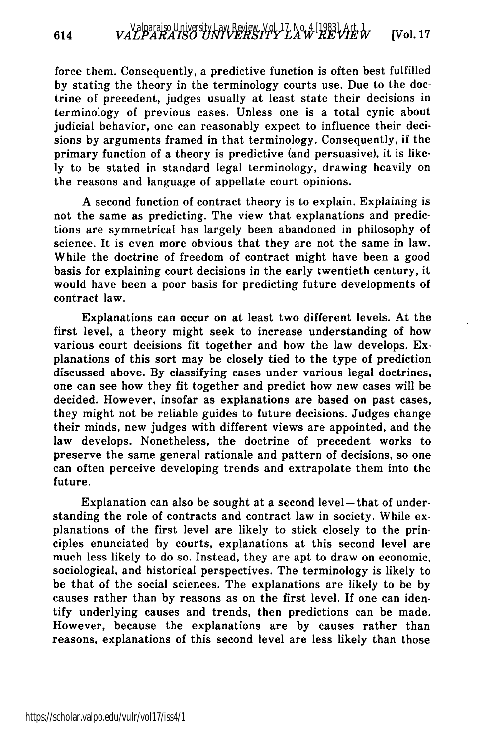force them. Consequently, a predictive function is often best fulfilled by stating the theory in the terminology courts use. Due to the doctrine of precedent, judges usually at least state their decisions in terminology of previous cases. Unless one is a total cynic about judicial behavior, one can reasonably expect to influence their decisions by arguments framed in that terminology. Consequently, if the primary function of a theory is predictive (and persuasive), it is likely to be stated in standard legal terminology, drawing heavily on the reasons and language of appellate court opinions.

A second function of contract theory is to explain. Explaining is not the same as predicting. The view that explanations and predictions are symmetrical has largely been abandoned in philosophy of science. It is even more obvious that they are not the same in law. While the doctrine of freedom of contract might have been a good basis for explaining court decisions in the early twentieth century, it would have been a poor basis for predicting future developments of contract law.

Explanations can occur on at least two different levels. At the first level, a theory might seek to increase understanding of how various court decisions fit together and how the law develops. Explanations of this sort may be closely tied to the type of prediction discussed above. By classifying cases under various legal doctrines, one can see how they fit together and predict how new cases will be decided. However, insofar as explanations are based on past cases, they might not be reliable guides to future decisions. Judges change their minds, new judges with different views are appointed, and the law develops. Nonetheless, the doctrine of precedent works to preserve the same general rationale and pattern of decisions, so one can often perceive developing trends and extrapolate them into the future.

Explanation can also be sought at a second level—that of understanding the role of contracts and contract law in society. While explanations of the first level are likely to stick closely to the principles enunciated by courts, explanations at this second level are much less likely to do so. Instead, they are apt to draw on economic, sociological, and historical perspectives. The terminology is likely to be that of the social sciences. The explanations are likely to be by causes rather than by reasons as on the first level. If one can identify underlying causes and trends, then predictions can be made. However, because the explanations are by causes rather than reasons, explanations of this second level are less likely than those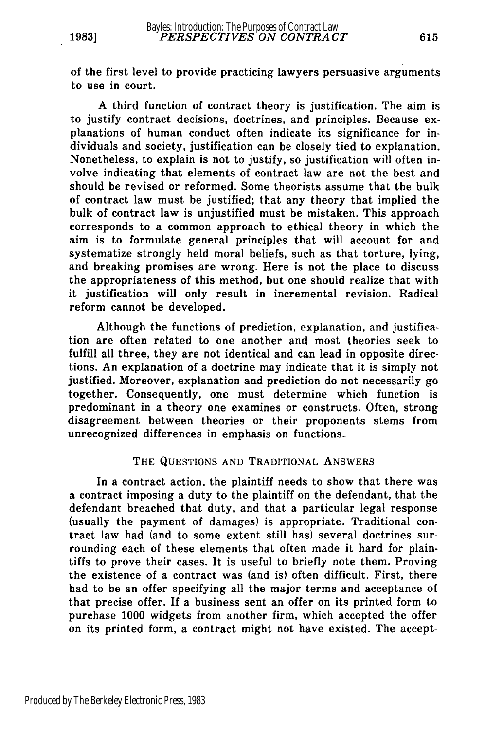of the first level to provide practicing lawyers persuasive arguments to use in court.

A third function of contract theory is justification. The aim is to justify contract decisions, doctrines, and principles. Because explanations of human conduct often indicate its significance for individuals and society, justification can be closely tied to explanation. Nonetheless, to explain is not to justify, so justification will often involve indicating that elements of contract law are not the best and should be revised or reformed. Some theorists assume that the bulk of contract law must be justified; that any theory that implied the bulk of contract law is unjustified must be mistaken. This approach corresponds to a common approach to ethical theory in which the aim is to formulate general principles that will account for and systematize strongly held moral beliefs, such as that torture, lying, and breaking promises are wrong. Here is not the place to discuss the appropriateness of this method, but one should realize that with it justification will only result in incremental revision. Radical reform cannot be developed.

Although the functions of prediction, explanation, and justification are often related to one another and most theories seek to fulfill all three, they are not identical and can lead in opposite directions. An explanation of a doctrine may indicate that it is simply not justified. Moreover, explanation and prediction do not necessarily go together. Consequently, one must determine which function is predominant in a theory one examines or constructs. Often, strong disagreement between theories or their proponents stems from unrecognized differences in emphasis on functions.

## THE QUESTIONS AND TRADITIONAL ANSWERS

In a contract action, the plaintiff needs to show that there was a contract imposing a duty to the plaintiff on the defendant, that the defendant breached that duty, and that a particular legal response (usually the payment of damages) is appropriate. Traditional contract law had (and to some extent still has) several doctrines surrounding each of these elements that often made it hard for plaintiffs to prove their cases. It is useful to briefly note them. Proving the existence of a contract was (and is) often difficult. First, there had to be an offer specifying all the major terms and acceptance of that precise offer. If a business sent an offer on its printed form to purchase 1000 widgets from another firm, which accepted the offer on its printed form, a contract might not have existed. The accept-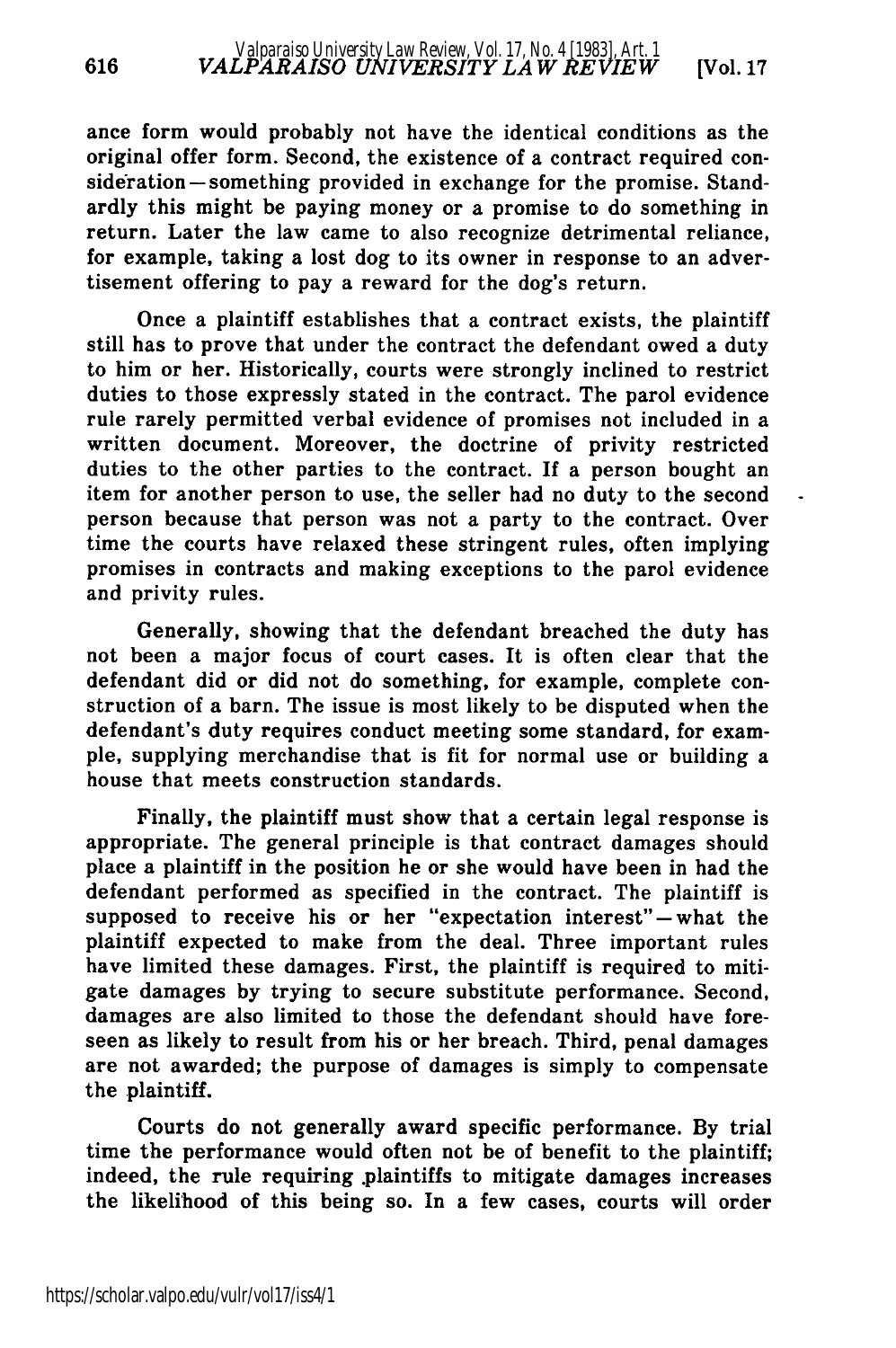ance form would probably not have the identical conditions as the original offer form. Second, the existence of a contract required consideration—something provided in exchange for the promise. Standardly this might be paying money or a promise to do something in return. Later the law came to also recognize detrimental reliance, for example, taking a lost dog to its owner in response to an advertisement offering to pay a reward for the dog's return.

Once a plaintiff establishes that a contract exists, the plaintiff still has to prove that under the contract the defendant owed a duty to him or her. Historically, courts were strongly inclined to restrict duties to those expressly stated in the contract. The parol evidence rule rarely permitted verbal evidence of promises not included in a written document. Moreover, the doctrine of privity restricted duties to the other parties to the contract. If a person bought an item for another person to use, the seller had no duty to the second person because that person was not a party to the contract. Over time the courts have relaxed these stringent rules, often implying promises in contracts and making exceptions to the parol evidence and privity rules.

Generally, showing that the defendant breached the duty has not been a major focus of court cases. It is often clear that the defendant did or did not do something, for example, complete construction of a barn. The issue is most likely to be disputed when the defendant's duty requires conduct meeting some standard, for example, supplying merchandise that is fit for normal use or building a house that meets construction standards.

Finally, the plaintiff must show that a certain legal response is appropriate. The general principle is that contract damages should place a plaintiff in the position he or she would have been in had the defendant performed as specified in the contract. The plaintiff is supposed to receive his or her "expectation interest"—what the plaintiff expected to make from the deal. Three important rules have limited these damages. First, the plaintiff is required to mitigate damages by trying to secure substitute performance. Second, damages are also limited to those the defendant should have foreseen as likely to result from his or her breach. Third, penal damages are not awarded; the purpose of damages is simply to compensate the plaintiff.

Courts do not generally award specific performance. By trial time the performance would often not be of benefit to the plaintiff; indeed, the rule requiring plaintiffs to mitigate damages increases the likelihood of this being so. In a few cases, courts will order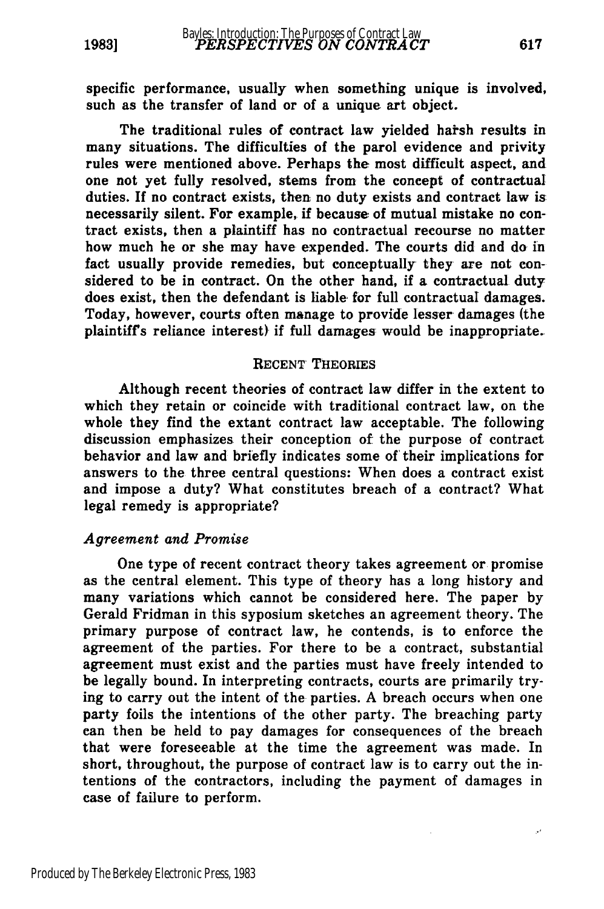specific performance, usually when something unique is involved, such as the transfer of land or of a unique art object.

The traditional rules of contract law yielded harsh results in many situations. The difficulties of the parol evidence and privity rules were mentioned above. Perhaps the most difficult aspect, and one not yet fully resolved, stems from the concept of contractual duties. If no contract exists, then no duty exists and contract law is necessarily silent. For example, if because of mutual mistake no contract exists, then a plaintiff has no contractual recourse no matter how much he or she may have expended. The courts did and do in fact usually provide remedies, but conceptually they are not considered to be in contract. On the other hand, if a contractual duty does exist, then the defendant is liable for full contractual damages. Today, however, courts often manage to provide lesser damages (the plaintiff's reliance interest) if full damages would be inappropriate.

## RECENT THEORIES

Although recent theories of contract law differ in the extent to which they retain or coincide with traditional contract law, on the whole they find the extant contract law acceptable. The following discussion emphasizes their conception of the purpose of contract behavior and law and briefly indicates some of their implications for answers to the three central questions: When does a contract exist and impose a duty? What constitutes breach of a contract? What legal remedy is appropriate?

### *Agreement and Promise*

One type of recent contract theory takes agreement or promise as the central element. This type of theory has a long history and many variations which cannot be considered here. The paper by Gerald Fridman in this syposium sketches an agreement theory. The primary purpose of contract law, he contends, is to enforce the agreement of the parties. For there to be a contract, substantial agreement must exist and the parties must have freely intended to be legally bound. In interpreting contracts, courts are primarily trying to carry out the intent of the parties. A breach occurs when one party foils the intentions of the other party. The breaching party can then be held to pay damages for consequences of the breach that were foreseeable at the time the agreement was made. In short, throughout, the purpose of contract law is to carry out the intentions of the contractors, including the payment of damages in case of failure to perform.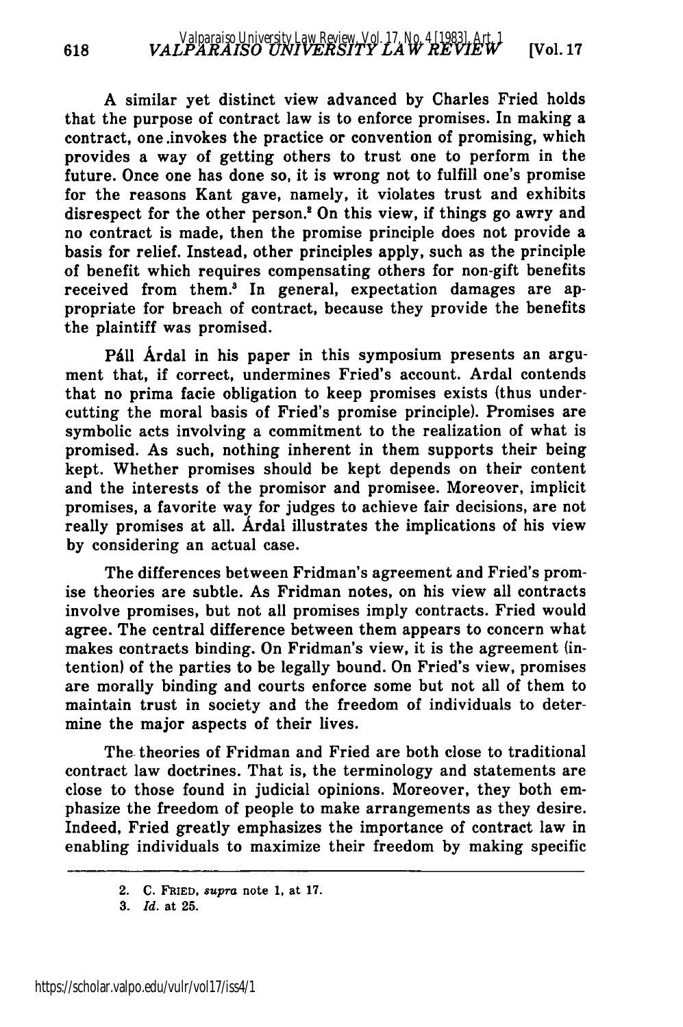A similar yet distinct view advanced by Charles Fried holds that the purpose of contract law is to enforce promises. In making a contract, one invokes the practice or convention of promising, which provides a way of getting others to trust one to perform in the future. Once one has done so, it is wrong not to fulfill one's promise for the reasons Kant gave, namely, it violates trust and exhibits disrespect for the other person.[2] On this view, if things go awry and no contract is made, then the promise principle does not provide a basis for relief. Instead, other principles apply, such as the principle of benefit which requires compensating others for non-gift benefits received from them.[3] In general, expectation damages are appropriate for breach of contract, because they provide the benefits the plaintiff was promised.

Páll Árdal in his paper in this symposium presents an argument that, if correct, undermines Fried's account. Ardal contends that no prima facie obligation to keep promises exists (thus undercutting the moral basis of Fried's promise principle). Promises are symbolic acts involving a commitment to the realization of what is promised. As such, nothing inherent in them supports their being kept. Whether promises should be kept depends on their content and the interests of the promisor and promisee. Moreover, implicit promises, a favorite way for judges to achieve fair decisions, are not really promises at all. Árdal illustrates the implications of his view by considering an actual case.

The differences between Fridman's agreement and Fried's promise theories are subtle. As Fridman notes, on his view all contracts involve promises, but not all promises imply contracts. Fried would agree. The central difference between them appears to concern what makes contracts binding. On Fridman's view, it is the agreement (intention) of the parties to be legally bound. On Fried's view, promises are morally binding and courts enforce some but not all of them to maintain trust in society and the freedom of individuals to determine the major aspects of their lives.

The theories of Fridman and Fried are both close to traditional contract law doctrines. That is, the terminology and statements are close to those found in judicial opinions. Moreover, they both emphasize the freedom of people to make arrangements as they desire. Indeed, Fried greatly emphasizes the importance of contract law in enabling individuals to maximize their freedom by making specific

---

2. C. FRIED, *supra* note 1, at 17.

3. *Id.* at 25.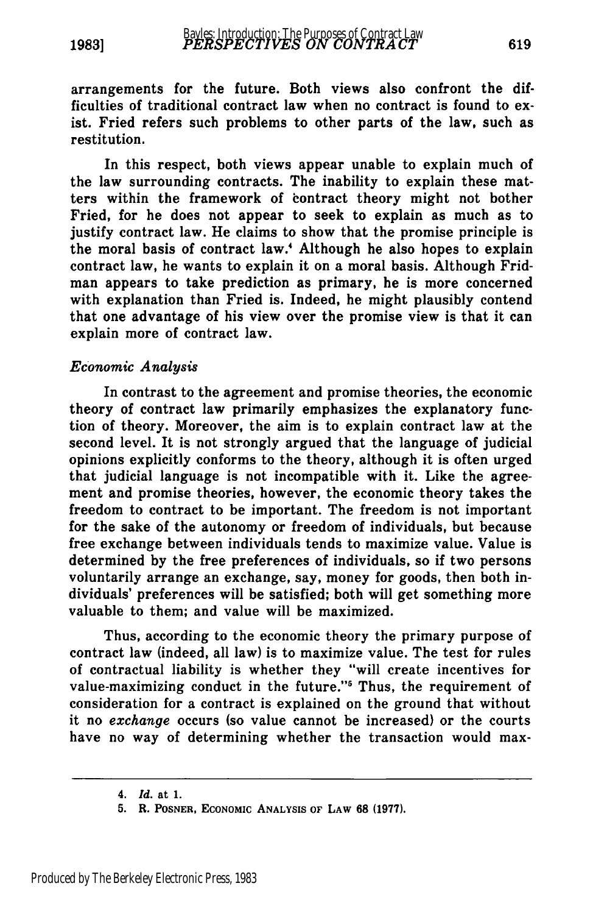arrangements for the future. Both views also confront the difficulties of traditional contract law when no contract is found to exist. Fried refers such problems to other parts of the law, such as restitution.

In this respect, both views appear unable to explain much of the law surrounding contracts. The inability to explain these matters within the framework of contract theory might not bother Fried, for he does not appear to seek to explain as much as to justify contract law. He claims to show that the promise principle is the moral basis of contract law.[4] Although he also hopes to explain contract law, he wants to explain it on a moral basis. Although Fridman appears to take prediction as primary, he is more concerned with explanation than Fried is. Indeed, he might plausibly contend that one advantage of his view over the promise view is that it can explain more of contract law.

### *Economic Analysis*

In contrast to the agreement and promise theories, the economic theory of contract law primarily emphasizes the explanatory function of theory. Moreover, the aim is to explain contract law at the second level. It is not strongly argued that the language of judicial opinions explicitly conforms to the theory, although it is often urged that judicial language is not incompatible with it. Like the agreement and promise theories, however, the economic theory takes the freedom to contract to be important. The freedom is not important for the sake of the autonomy or freedom of individuals, but because free exchange between individuals tends to maximize value. Value is determined by the free preferences of individuals, so if two persons voluntarily arrange an exchange, say, money for goods, then both individuals' preferences will be satisfied; both will get something more valuable to them; and value will be maximized.

Thus, according to the economic theory the primary purpose of contract law (indeed, all law) is to maximize value. The test for rules of contractual liability is whether they "will create incentives for value-maximizing conduct in the future."[5] Thus, the requirement of consideration for a contract is explained on the ground that without it no *exchange* occurs (so value cannot be increased) or the courts have no way of determining whether the transaction would max-

---

4. *Id.* at 1.

5. R. POSNER, ECONOMIC ANALYSIS OF LAW 68 (1977).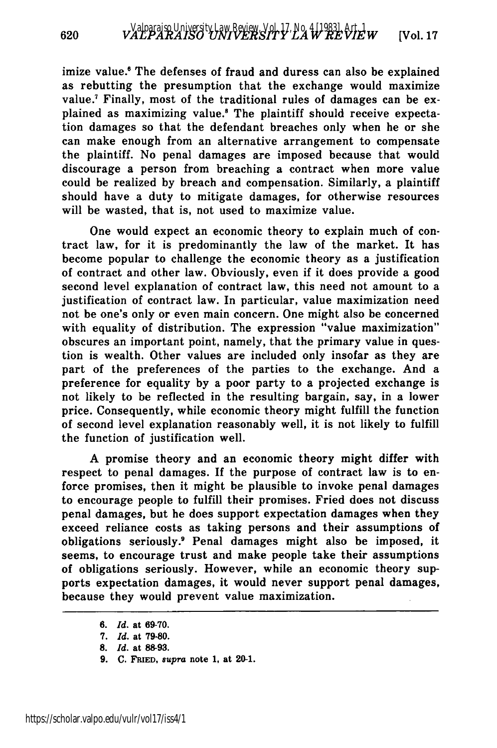imize value.[6] The defenses of fraud and duress can also be explained as rebutting the presumption that the exchange would maximize value.[7] Finally, most of the traditional rules of damages can be explained as maximizing value.[8] The plaintiff should receive expectation damages so that the defendant breaches only when he or she can make enough from an alternative arrangement to compensate the plaintiff. No penal damages are imposed because that would discourage a person from breaching a contract when more value could be realized by breach and compensation. Similarly, a plaintiff should have a duty to mitigate damages, for otherwise resources will be wasted, that is, not used to maximize value.

One would expect an economic theory to explain much of contract law, for it is predominantly the law of the market. It has become popular to challenge the economic theory as a justification of contract and other law. Obviously, even if it does provide a good second level explanation of contract law, this need not amount to a justification of contract law. In particular, value maximization need not be one's only or even main concern. One might also be concerned with equality of distribution. The expression "value maximization" obscures an important point, namely, that the primary value in question is wealth. Other values are included only insofar as they are part of the preferences of the parties to the exchange. And a preference for equality by a poor party to a projected exchange is not likely to be reflected in the resulting bargain, say, in a lower price. Consequently, while economic theory might fulfill the function of second level explanation reasonably well, it is not likely to fulfill the function of justification well.

A promise theory and an economic theory might differ with respect to penal damages. If the purpose of contract law is to enforce promises, then it might be plausible to invoke penal damages to encourage people to fulfill their promises. Fried does not discuss penal damages, but he does support expectation damages when they exceed reliance costs as taking persons and their assumptions of obligations seriously.[9] Penal damages might also be imposed, it seems, to encourage trust and make people take their assumptions of obligations seriously. However, while an economic theory supports expectation damages, it would never support penal damages, because they would prevent value maximization.

---

6. *Id.* at 69-70.
7. *Id.* at 79-80.
8. *Id.* at 88-93.
9. C. FRIED, *supra* note 1, at 20-1.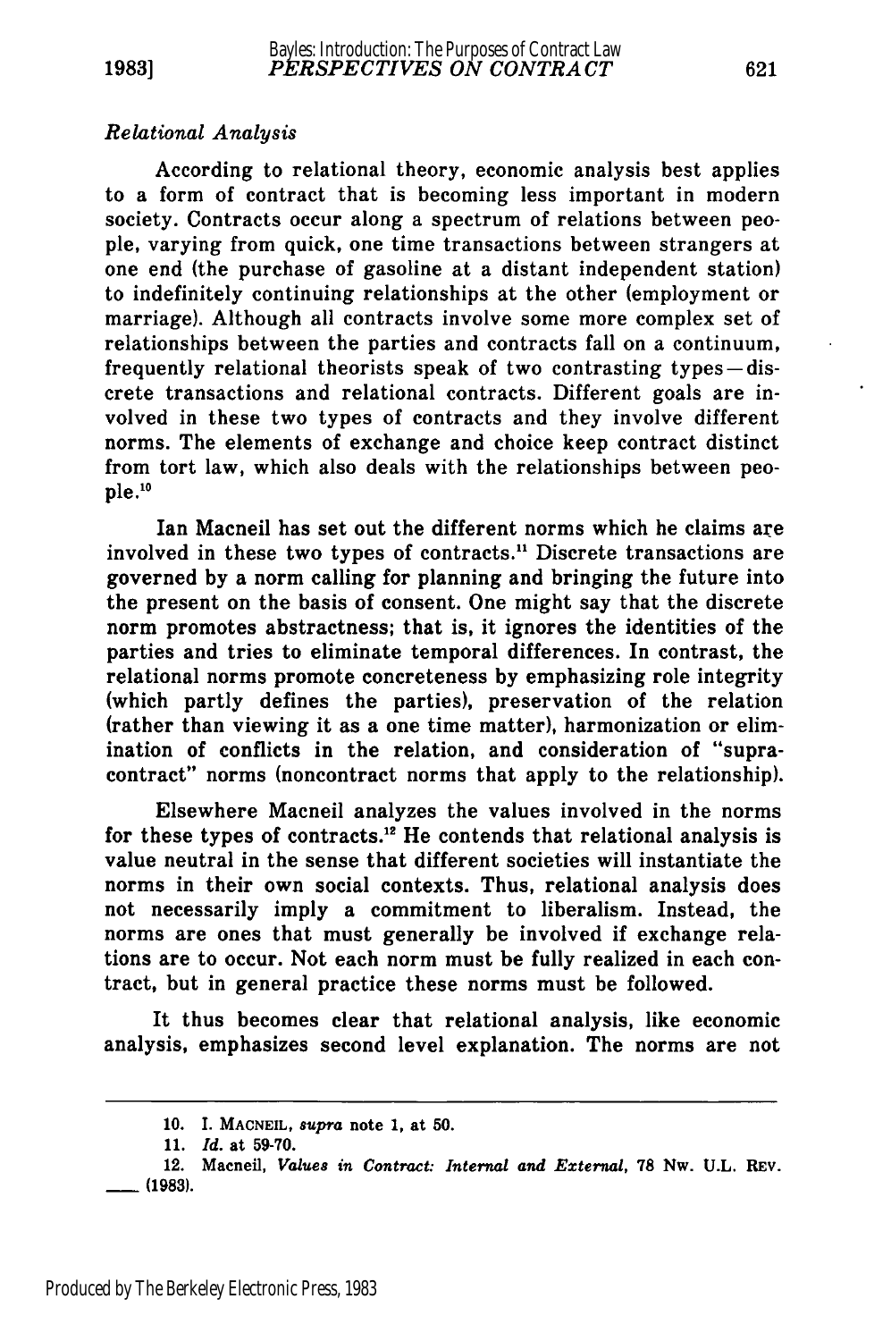*Relational Analysis*

According to relational theory, economic analysis best applies to a form of contract that is becoming less important in modern society. Contracts occur along a spectrum of relations between people, varying from quick, one time transactions between strangers at one end (the purchase of gasoline at a distant independent station) to indefinitely continuing relationships at the other (employment or marriage). Although all contracts involve some more complex set of relationships between the parties and contracts fall on a continuum, frequently relational theorists speak of two contrasting types—discrete transactions and relational contracts. Different goals are involved in these two types of contracts and they involve different norms. The elements of exchange and choice keep contract distinct from tort law, which also deals with the relationships between people.[10]

Ian Macneil has set out the different norms which he claims are involved in these two types of contracts.[11] Discrete transactions are governed by a norm calling for planning and bringing the future into the present on the basis of consent. One might say that the discrete norm promotes abstractness; that is, it ignores the identities of the parties and tries to eliminate temporal differences. In contrast, the relational norms promote concreteness by emphasizing role integrity (which partly defines the parties), preservation of the relation (rather than viewing it as a one time matter), harmonization or elimination of conflicts in the relation, and consideration of "supra-contract" norms (noncontract norms that apply to the relationship).

Elsewhere Macneil analyzes the values involved in the norms for these types of contracts.[12] He contends that relational analysis is value neutral in the sense that different societies will instantiate the norms in their own social contexts. Thus, relational analysis does not necessarily imply a commitment to liberalism. Instead, the norms are ones that must generally be involved if exchange relations are to occur. Not each norm must be fully realized in each contract, but in general practice these norms must be followed.

It thus becomes clear that relational analysis, like economic analysis, emphasizes second level explanation. The norms are not

---

10. I. MACNEIL, *supra* note 1, at 50.

11. *Id.* at 59-70.

12. Macneil, *Values in Contract: Internal and External*, 78 NW. U.L. REV. ___ (1983).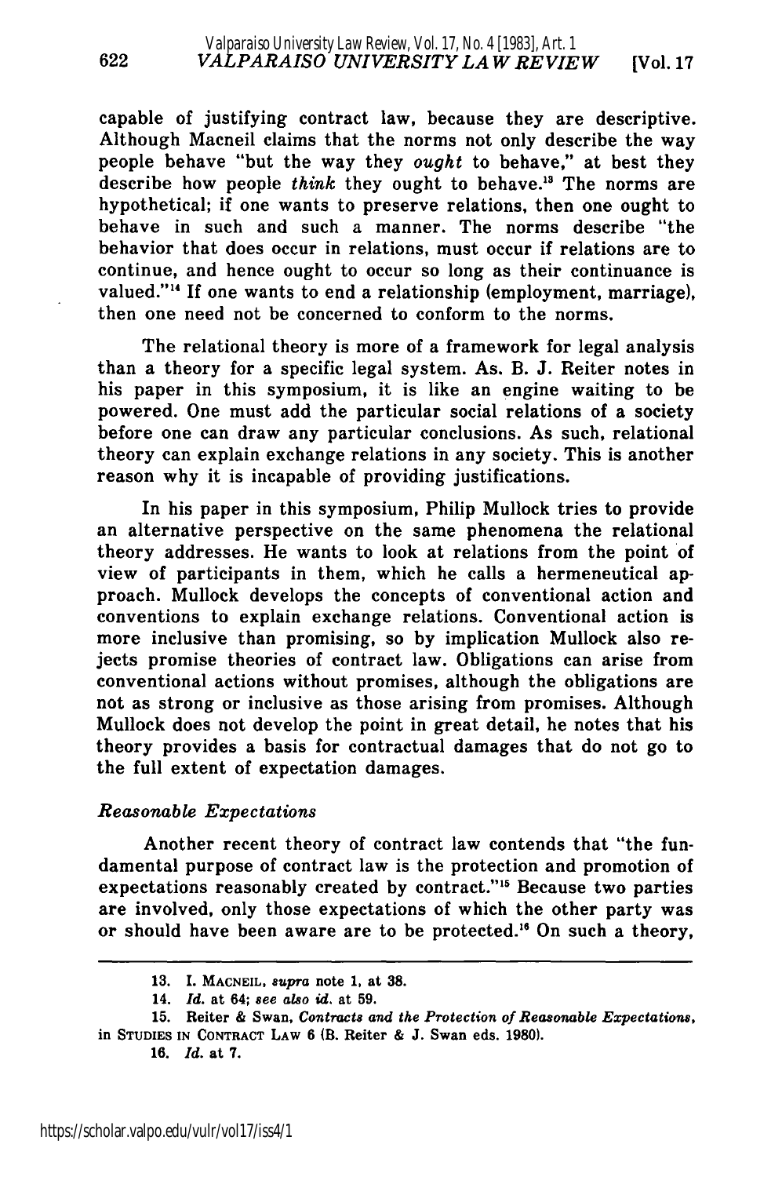capable of justifying contract law, because they are descriptive. Although Macneil claims that the norms not only describe the way people behave "but the way they *ought* to behave," at best they describe how people *think* they ought to behave.[13] The norms are hypothetical; if one wants to preserve relations, then one ought to behave in such and such a manner. The norms describe "the behavior that does occur in relations, must occur if relations are to continue, and hence ought to occur so long as their continuance is valued."[14] If one wants to end a relationship (employment, marriage), then one need not be concerned to conform to the norms.

The relational theory is more of a framework for legal analysis than a theory for a specific legal system. As. B. J. Reiter notes in his paper in this symposium, it is like an engine waiting to be powered. One must add the particular social relations of a society before one can draw any particular conclusions. As such, relational theory can explain exchange relations in any society. This is another reason why it is incapable of providing justifications.

In his paper in this symposium, Philip Mullock tries to provide an alternative perspective on the same phenomena the relational theory addresses. He wants to look at relations from the point of view of participants in them, which he calls a hermeneutical approach. Mullock develops the concepts of conventional action and conventions to explain exchange relations. Conventional action is more inclusive than promising, so by implication Mullock also rejects promise theories of contract law. Obligations can arise from conventional actions without promises, although the obligations are not as strong or inclusive as those arising from promises. Although Mullock does not develop the point in great detail, he notes that his theory provides a basis for contractual damages that do not go to the full extent of expectation damages.

*Reasonable Expectations*

Another recent theory of contract law contends that "the fundamental purpose of contract law is the protection and promotion of expectations reasonably created by contract."[15] Because two parties are involved, only those expectations of which the other party was or should have been aware are to be protected.[16] On such a theory,

---

13. I. MACNEIL, *supra* note 1, at 38.

14. *Id.* at 64; *see also id.* at 59.

15. Reiter & Swan, *Contracts and the Protection of Reasonable Expectations*, in STUDIES IN CONTRACT LAW 6 (B. Reiter & J. Swan eds. 1980).

16. *Id.* at 7.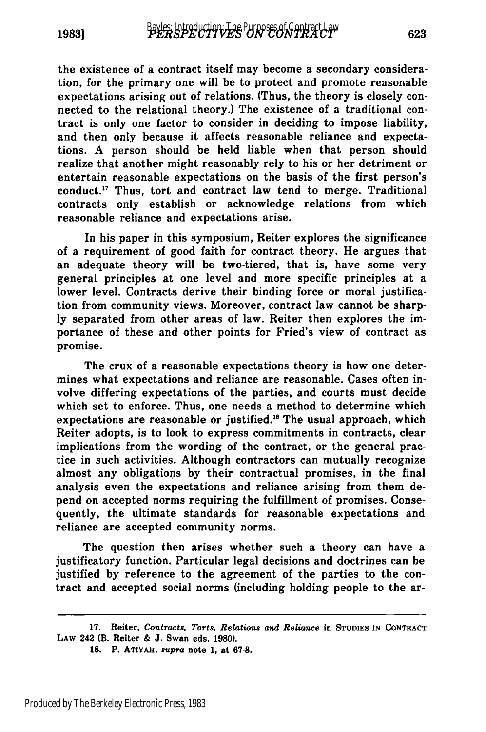the existence of a contract itself may become a secondary consideration, for the primary one will be to protect and promote reasonable expectations arising out of relations. (Thus, the theory is closely connected to the relational theory.) The existence of a traditional contract is only one factor to consider in deciding to impose liability, and then only because it affects reasonable reliance and expectations. A person should be held liable when that person should realize that another might reasonably rely to his or her detriment or entertain reasonable expectations on the basis of the first person's conduct.[17] Thus, tort and contract law tend to merge. Traditional contracts only establish or acknowledge relations from which reasonable reliance and expectations arise.

In his paper in this symposium, Reiter explores the significance of a requirement of good faith for contract theory. He argues that an adequate theory will be two-tiered, that is, have some very general principles at one level and more specific principles at a lower level. Contracts derive their binding force or moral justification from community views. Moreover, contract law cannot be sharply separated from other areas of law. Reiter then explores the importance of these and other points for Fried's view of contract as promise.

The crux of a reasonable expectations theory is how one determines what expectations and reliance are reasonable. Cases often involve differing expectations of the parties, and courts must decide which set to enforce. Thus, one needs a method to determine which expectations are reasonable or justified.[18] The usual approach, which Reiter adopts, is to look to express commitments in contracts, clear implications from the wording of the contract, or the general practice in such activities. Although contractors can mutually recognize almost any obligations by their contractual promises, in the final analysis even the expectations and reliance arising from them depend on accepted norms requiring the fulfillment of promises. Consequently, the ultimate standards for reasonable expectations and reliance are accepted community norms.

The question then arises whether such a theory can have a justificatory function. Particular legal decisions and doctrines can be justified by reference to the agreement of the parties to the contract and accepted social norms (including holding people to the ar-

---

17. Reiter, *Contracts, Torts, Relations and Reliance* in STUDIES IN CONTRACT LAW 242 (B. Reiter & J. Swan eds. 1980).

18. P. ATIYAH, *supra* note 1, at 67-8.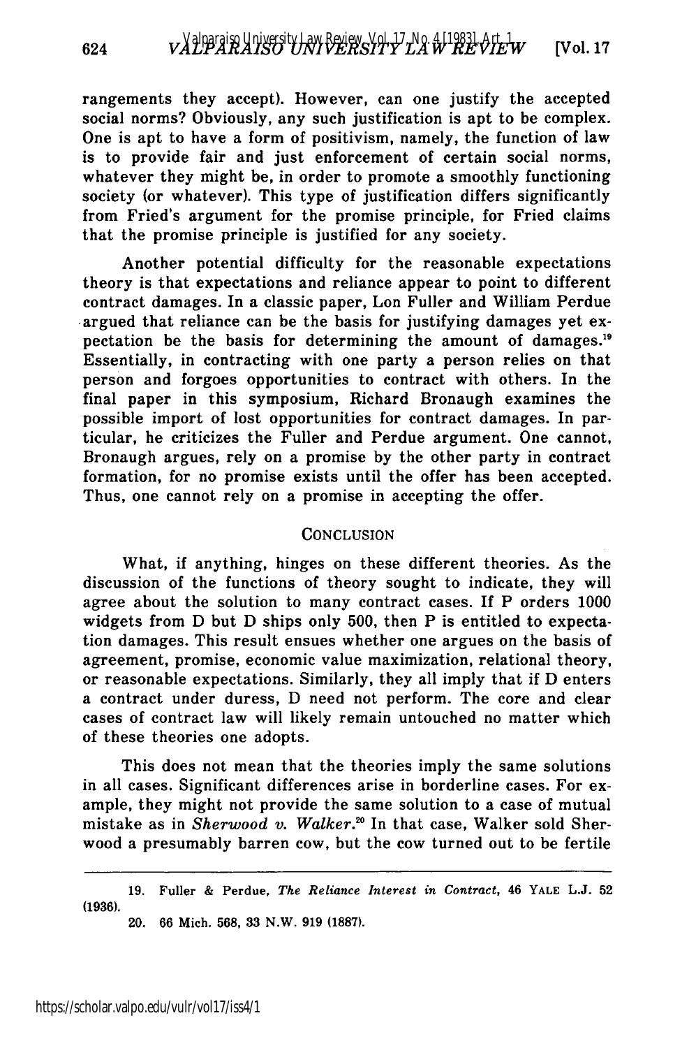rangements they accept). However, can one justify the accepted social norms? Obviously, any such justification is apt to be complex. One is apt to have a form of positivism, namely, the function of law is to provide fair and just enforcement of certain social norms, whatever they might be, in order to promote a smoothly functioning society (or whatever). This type of justification differs significantly from Fried's argument for the promise principle, for Fried claims that the promise principle is justified for any society.

Another potential difficulty for the reasonable expectations theory is that expectations and reliance appear to point to different contract damages. In a classic paper, Lon Fuller and William Perdue argued that reliance can be the basis for justifying damages yet expectation be the basis for determining the amount of damages.[19] Essentially, in contracting with one party a person relies on that person and forgoes opportunities to contract with others. In the final paper in this symposium, Richard Bronaugh examines the possible import of lost opportunities for contract damages. In particular, he criticizes the Fuller and Perdue argument. One cannot, Bronaugh argues, rely on a promise by the other party in contract formation, for no promise exists until the offer has been accepted. Thus, one cannot rely on a promise in accepting the offer.

## CONCLUSION

What, if anything, hinges on these different theories. As the discussion of the functions of theory sought to indicate, they will agree about the solution to many contract cases. If P orders 1000 widgets from D but D ships only 500, then P is entitled to expectation damages. This result ensues whether one argues on the basis of agreement, promise, economic value maximization, relational theory, or reasonable expectations. Similarly, they all imply that if D enters a contract under duress, D need not perform. The core and clear cases of contract law will likely remain untouched no matter which of these theories one adopts.

This does not mean that the theories imply the same solutions in all cases. Significant differences arise in borderline cases. For example, they might not provide the same solution to a case of mutual mistake as in *Sherwood v. Walker*.[20] In that case, Walker sold Sherwood a presumably barren cow, but the cow turned out to be fertile

---

19. Fuller & Perdue, *The Reliance Interest in Contract*, 46 YALE L.J. 52 (1936).

20. 66 Mich. 568, 33 N.W. 919 (1887).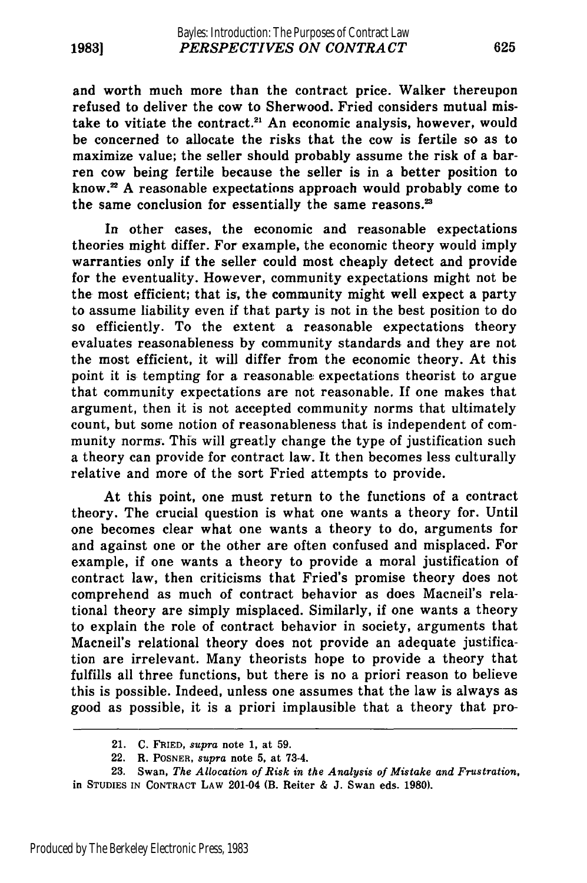and worth much more than the contract price. Walker thereupon refused to deliver the cow to Sherwood. Fried considers mutual mistake to vitiate the contract.[21] An economic analysis, however, would be concerned to allocate the risks that the cow is fertile so as to maximize value; the seller should probably assume the risk of a barren cow being fertile because the seller is in a better position to know.[22] A reasonable expectations approach would probably come to the same conclusion for essentially the same reasons.[23]

In other cases, the economic and reasonable expectations theories might differ. For example, the economic theory would imply warranties only if the seller could most cheaply detect and provide for the eventuality. However, community expectations might not be the most efficient; that is, the community might well expect a party to assume liability even if that party is not in the best position to do so efficiently. To the extent a reasonable expectations theory evaluates reasonableness by community standards and they are not the most efficient, it will differ from the economic theory. At this point it is tempting for a reasonable expectations theorist to argue that community expectations are not reasonable. If one makes that argument, then it is not accepted community norms that ultimately count, but some notion of reasonableness that is independent of community norms. This will greatly change the type of justification such a theory can provide for contract law. It then becomes less culturally relative and more of the sort Fried attempts to provide.

At this point, one must return to the functions of a contract theory. The crucial question is what one wants a theory for. Until one becomes clear what one wants a theory to do, arguments for and against one or the other are often confused and misplaced. For example, if one wants a theory to provide a moral justification of contract law, then criticisms that Fried's promise theory does not comprehend as much of contract behavior as does Macneil's relational theory are simply misplaced. Similarly, if one wants a theory to explain the role of contract behavior in society, arguments that Macneil's relational theory does not provide an adequate justification are irrelevant. Many theorists hope to provide a theory that fulfills all three functions, but there is no a priori reason to believe this is possible. Indeed, unless one assumes that the law is always as good as possible, it is a priori implausible that a theory that pro-

---

21. C. FRIED, *supra* note 1, at 59.

22. R. POSNER, *supra* note 5, at 73-4.

23. Swan, *The Allocation of Risk in the Analysis of Mistake and Frustration*, in STUDIES IN CONTRACT LAW 201-04 (B. Reiter & J. Swan eds. 1980).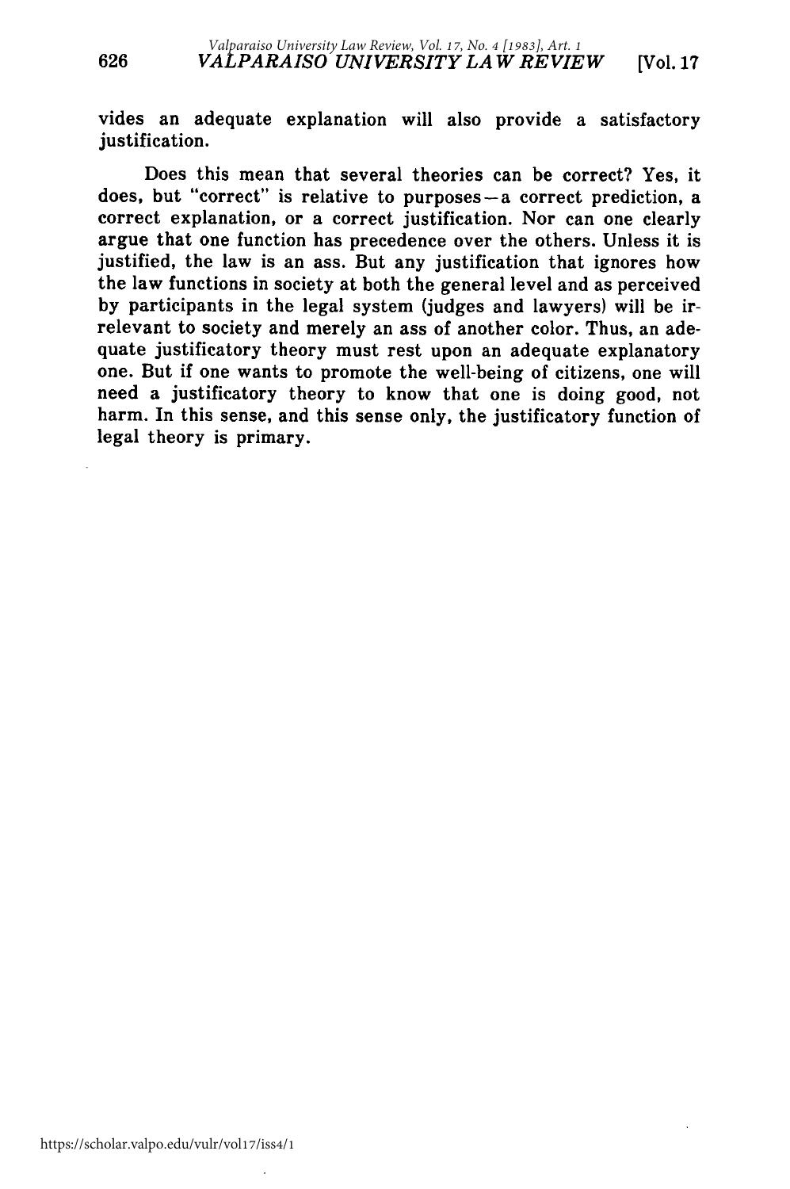vides an adequate explanation will also provide a satisfactory justification.

Does this mean that several theories can be correct? Yes, it does, but "correct" is relative to purposes—a correct prediction, a correct explanation, or a correct justification. Nor can one clearly argue that one function has precedence over the others. Unless it is justified, the law is an ass. But any justification that ignores how the law functions in society at both the general level and as perceived by participants in the legal system (judges and lawyers) will be irrelevant to society and merely an ass of another color. Thus, an adequate justificatory theory must rest upon an adequate explanatory one. But if one wants to promote the well-being of citizens, one will need a justificatory theory to know that one is doing good, not harm. In this sense, and this sense only, the justificatory function of legal theory is primary.